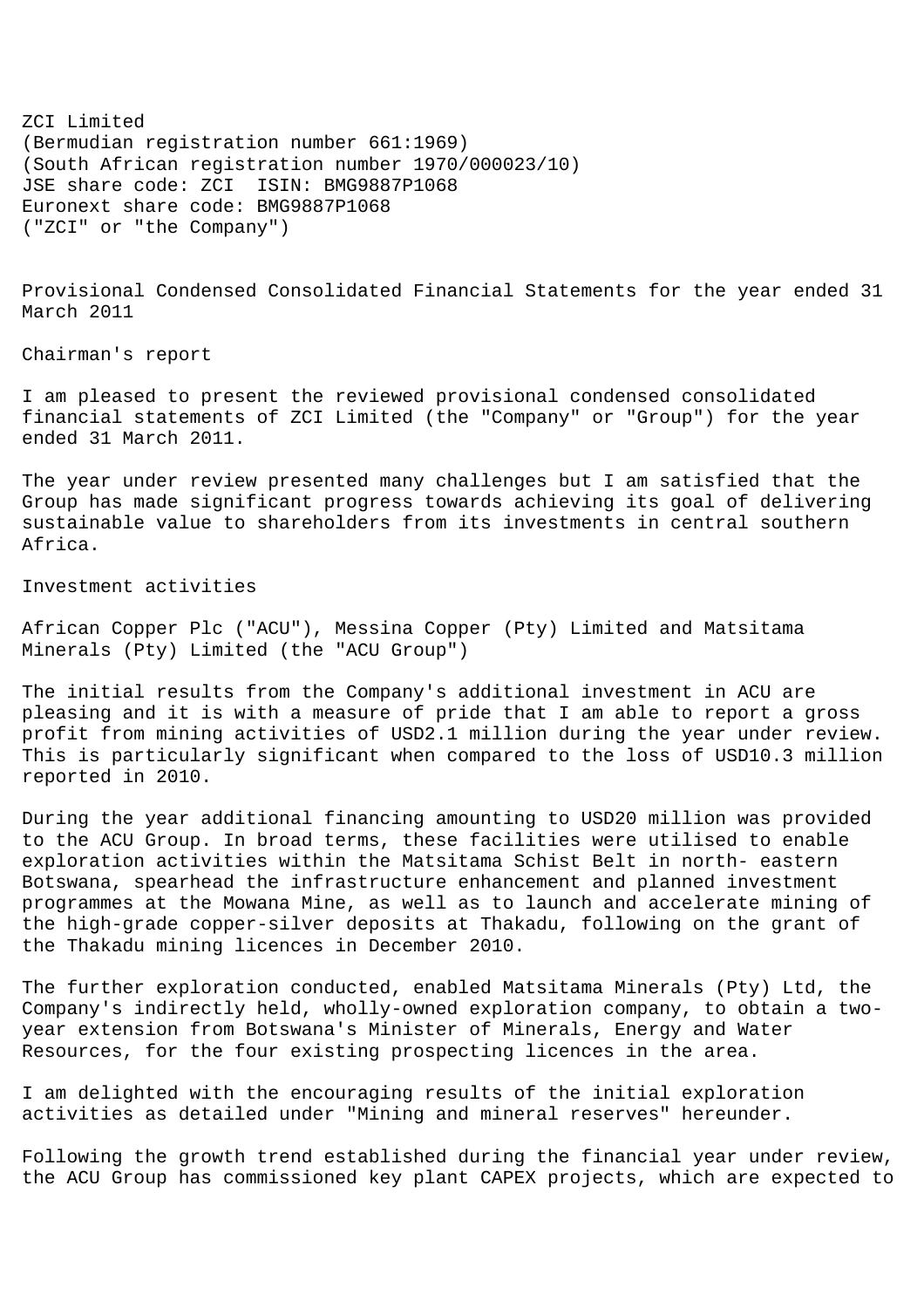ZCI Limited
(Bermudian registration number 661:1969)
(South African registration number 1970/000023/10)
JSE share code: ZCI ISIN: BMG9887P1068
Euronext share code: BMG9887P1068
("ZCI" or "the Company")

# Provisional Condensed Consolidated Financial Statements for the year ended 31 March 2011

## Chairman's report

I am pleased to present the reviewed provisional condensed consolidated financial statements of ZCI Limited (the "Company" or "Group") for the year ended 31 March 2011.

The year under review presented many challenges but I am satisfied that the Group has made significant progress towards achieving its goal of delivering sustainable value to shareholders from its investments in central southern Africa.

### Investment activities

African Copper Plc ("ACU"), Messina Copper (Pty) Limited and Matsitama Minerals (Pty) Limited (the "ACU Group")

The initial results from the Company's additional investment in ACU are pleasing and it is with a measure of pride that I am able to report a gross profit from mining activities of USD2.1 million during the year under review. This is particularly significant when compared to the loss of USD10.3 million reported in 2010.

During the year additional financing amounting to USD20 million was provided to the ACU Group. In broad terms, these facilities were utilised to enable exploration activities within the Matsitama Schist Belt in north- eastern Botswana, spearhead the infrastructure enhancement and planned investment programmes at the Mowana Mine, as well as to launch and accelerate mining of the high-grade copper-silver deposits at Thakadu, following on the grant of the Thakadu mining licences in December 2010.

The further exploration conducted, enabled Matsitama Minerals (Pty) Ltd, the Company's indirectly held, wholly-owned exploration company, to obtain a two-year extension from Botswana's Minister of Minerals, Energy and Water Resources, for the four existing prospecting licences in the area.

I am delighted with the encouraging results of the initial exploration activities as detailed under "Mining and mineral reserves" hereunder.

Following the growth trend established during the financial year under review, the ACU Group has commissioned key plant CAPEX projects, which are expected to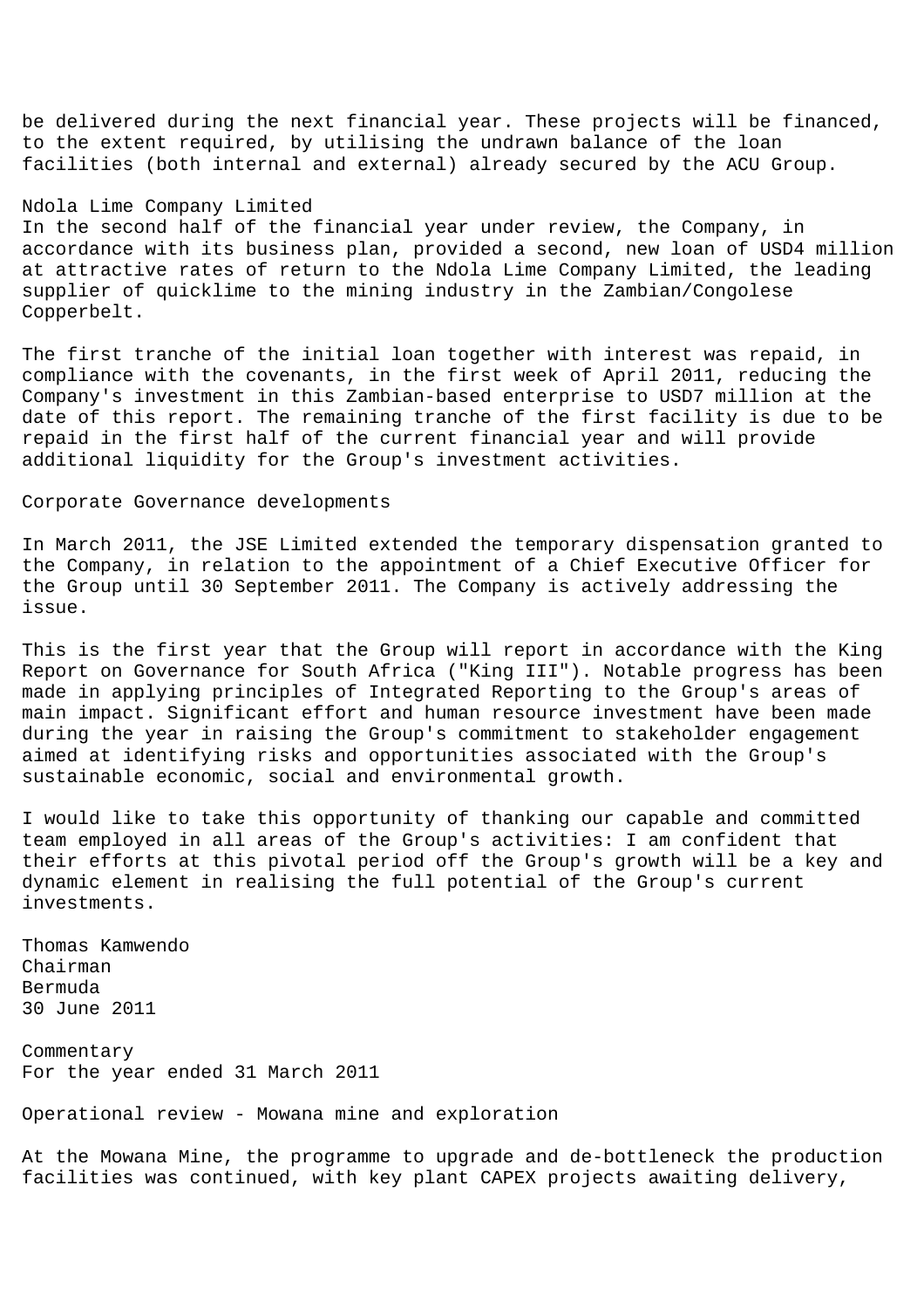be delivered during the next financial year. These projects will be financed, to the extent required, by utilising the undrawn balance of the loan facilities (both internal and external) already secured by the ACU Group.

### Ndola Lime Company Limited

In the second half of the financial year under review, the Company, in accordance with its business plan, provided a second, new loan of USD4 million at attractive rates of return to the Ndola Lime Company Limited, the leading supplier of quicklime to the mining industry in the Zambian/Congolese Copperbelt.

The first tranche of the initial loan together with interest was repaid, in compliance with the covenants, in the first week of April 2011, reducing the Company's investment in this Zambian-based enterprise to USD7 million at the date of this report. The remaining tranche of the first facility is due to be repaid in the first half of the current financial year and will provide additional liquidity for the Group's investment activities.

### Corporate Governance developments

In March 2011, the JSE Limited extended the temporary dispensation granted to the Company, in relation to the appointment of a Chief Executive Officer for the Group until 30 September 2011. The Company is actively addressing the issue.

This is the first year that the Group will report in accordance with the King Report on Governance for South Africa ("King III"). Notable progress has been made in applying principles of Integrated Reporting to the Group's areas of main impact. Significant effort and human resource investment have been made during the year in raising the Group's commitment to stakeholder engagement aimed at identifying risks and opportunities associated with the Group's sustainable economic, social and environmental growth.

I would like to take this opportunity of thanking our capable and committed team employed in all areas of the Group's activities: I am confident that their efforts at this pivotal period off the Group's growth will be a key and dynamic element in realising the full potential of the Group's current investments.

Thomas Kamwendo
Chairman
Bermuda
30 June 2011

## Commentary

For the year ended 31 March 2011

### Operational review - Mowana mine and exploration

At the Mowana Mine, the programme to upgrade and de-bottleneck the production facilities was continued, with key plant CAPEX projects awaiting delivery,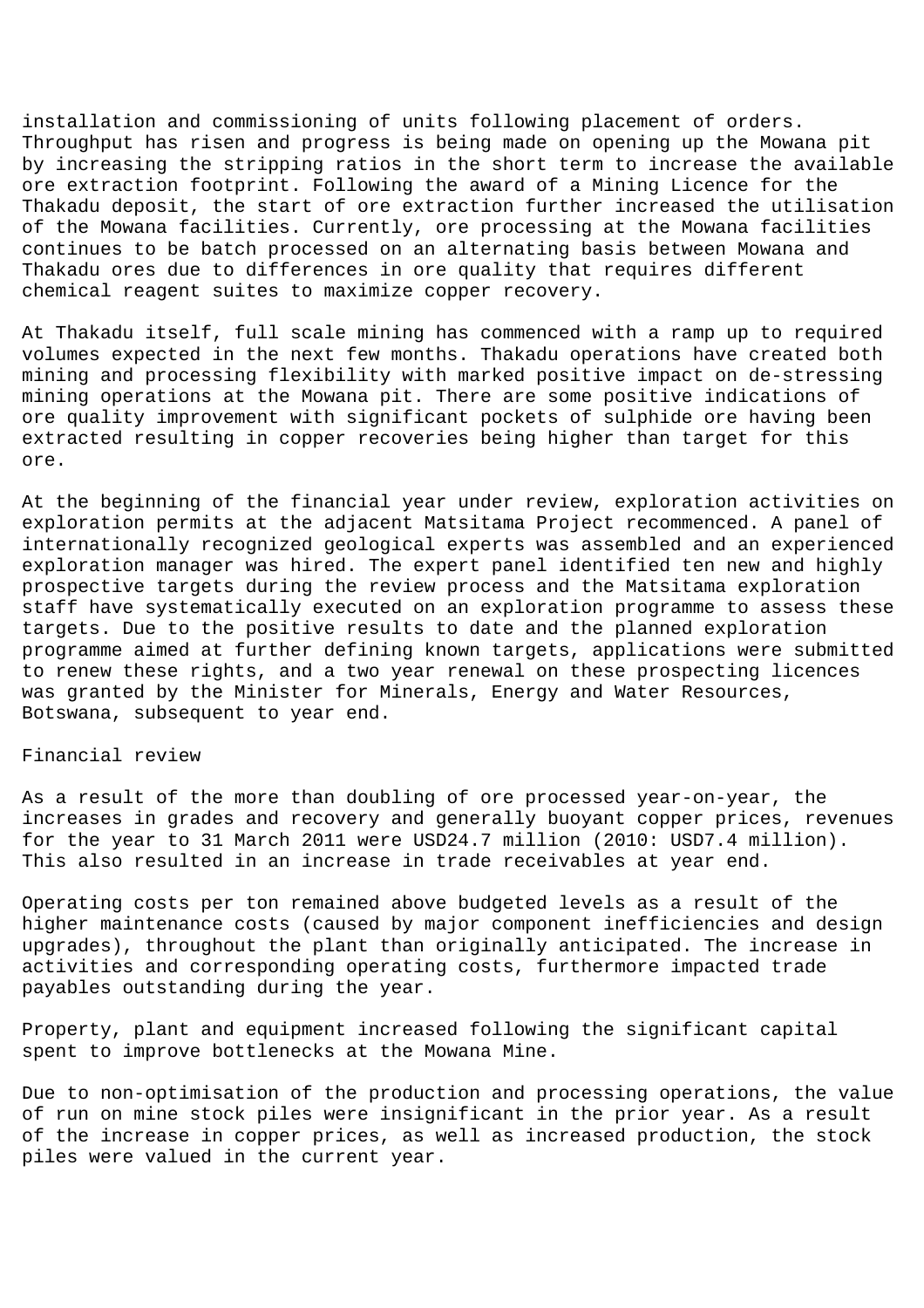installation and commissioning of units following placement of orders. Throughput has risen and progress is being made on opening up the Mowana pit by increasing the stripping ratios in the short term to increase the available ore extraction footprint. Following the award of a Mining Licence for the Thakadu deposit, the start of ore extraction further increased the utilisation of the Mowana facilities. Currently, ore processing at the Mowana facilities continues to be batch processed on an alternating basis between Mowana and Thakadu ores due to differences in ore quality that requires different chemical reagent suites to maximize copper recovery.

At Thakadu itself, full scale mining has commenced with a ramp up to required volumes expected in the next few months. Thakadu operations have created both mining and processing flexibility with marked positive impact on de-stressing mining operations at the Mowana pit. There are some positive indications of ore quality improvement with significant pockets of sulphide ore having been extracted resulting in copper recoveries being higher than target for this ore.

At the beginning of the financial year under review, exploration activities on exploration permits at the adjacent Matsitama Project recommenced. A panel of internationally recognized geological experts was assembled and an experienced exploration manager was hired. The expert panel identified ten new and highly prospective targets during the review process and the Matsitama exploration staff have systematically executed on an exploration programme to assess these targets. Due to the positive results to date and the planned exploration programme aimed at further defining known targets, applications were submitted to renew these rights, and a two year renewal on these prospecting licences was granted by the Minister for Minerals, Energy and Water Resources, Botswana, subsequent to year end.

## Financial review

As a result of the more than doubling of ore processed year-on-year, the increases in grades and recovery and generally buoyant copper prices, revenues for the year to 31 March 2011 were USD24.7 million (2010: USD7.4 million). This also resulted in an increase in trade receivables at year end.

Operating costs per ton remained above budgeted levels as a result of the higher maintenance costs (caused by major component inefficiencies and design upgrades), throughout the plant than originally anticipated. The increase in activities and corresponding operating costs, furthermore impacted trade payables outstanding during the year.

Property, plant and equipment increased following the significant capital spent to improve bottlenecks at the Mowana Mine.

Due to non-optimisation of the production and processing operations, the value of run on mine stock piles were insignificant in the prior year. As a result of the increase in copper prices, as well as increased production, the stock piles were valued in the current year.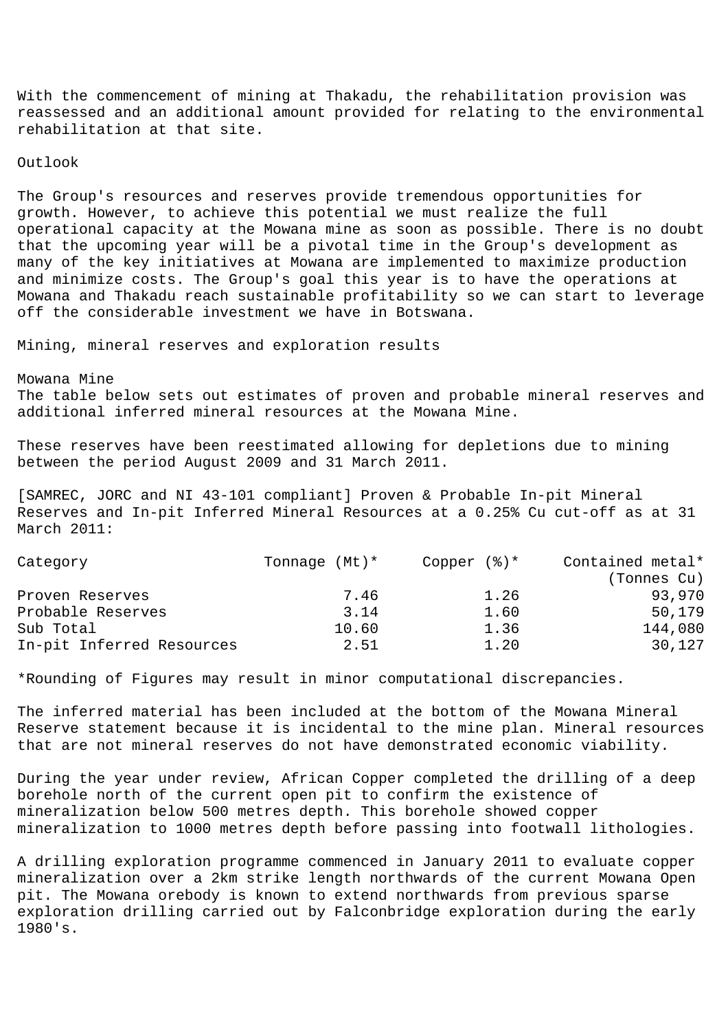With the commencement of mining at Thakadu, the rehabilitation provision was reassessed and an additional amount provided for relating to the environmental rehabilitation at that site.

## Outlook

The Group's resources and reserves provide tremendous opportunities for growth. However, to achieve this potential we must realize the full operational capacity at the Mowana mine as soon as possible. There is no doubt that the upcoming year will be a pivotal time in the Group's development as many of the key initiatives at Mowana are implemented to maximize production and minimize costs. The Group's goal this year is to have the operations at Mowana and Thakadu reach sustainable profitability so we can start to leverage off the considerable investment we have in Botswana.

## Mining, mineral reserves and exploration results

### Mowana Mine

The table below sets out estimates of proven and probable mineral reserves and additional inferred mineral resources at the Mowana Mine.

These reserves have been reestimated allowing for depletions due to mining between the period August 2009 and 31 March 2011.

[SAMREC, JORC and NI 43-101 compliant] Proven & Probable In-pit Mineral Reserves and In-pit Inferred Mineral Resources at a 0.25% Cu cut-off as at 31 March 2011:

| Category | Tonnage (Mt)* | Copper (%)* | Contained metal* (Tonnes Cu) |
|---|---|---|---|
| Proven Reserves | 7.46 | 1.26 | 93,970 |
| Probable Reserves | 3.14 | 1.60 | 50,179 |
| Sub Total | 10.60 | 1.36 | 144,080 |
| In-pit Inferred Resources | 2.51 | 1.20 | 30,127 |

*Rounding of Figures may result in minor computational discrepancies.

The inferred material has been included at the bottom of the Mowana Mineral Reserve statement because it is incidental to the mine plan. Mineral resources that are not mineral reserves do not have demonstrated economic viability.

During the year under review, African Copper completed the drilling of a deep borehole north of the current open pit to confirm the existence of mineralization below 500 metres depth. This borehole showed copper mineralization to 1000 metres depth before passing into footwall lithologies.

A drilling exploration programme commenced in January 2011 to evaluate copper mineralization over a 2km strike length northwards of the current Mowana Open pit. The Mowana orebody is known to extend northwards from previous sparse exploration drilling carried out by Falconbridge exploration during the early 1980's.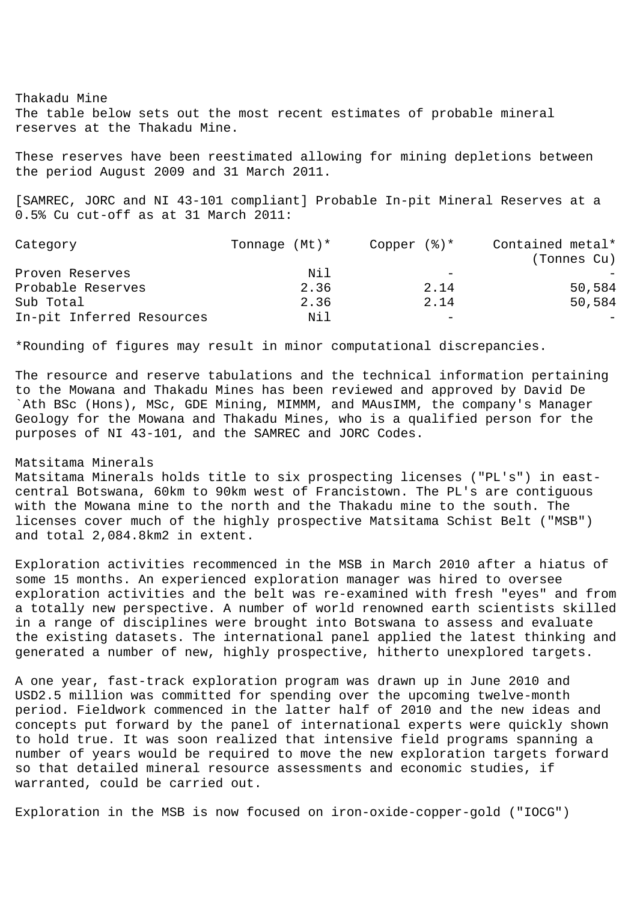Thakadu Mine

The table below sets out the most recent estimates of probable mineral reserves at the Thakadu Mine.

These reserves have been reestimated allowing for mining depletions between the period August 2009 and 31 March 2011.

[SAMREC, JORC and NI 43-101 compliant] Probable In-pit Mineral Reserves at a 0.5% Cu cut-off as at 31 March 2011:

| Category | Tonnage (Mt)* | Copper (%)* | Contained metal* (Tonnes Cu) |
|---|---|---|---|
| Proven Reserves | Nil | - | - |
| Probable Reserves | 2.36 | 2.14 | 50,584 |
| Sub Total | 2.36 | 2.14 | 50,584 |
| In-pit Inferred Resources | Nil | - | - |

*Rounding of figures may result in minor computational discrepancies.

The resource and reserve tabulations and the technical information pertaining to the Mowana and Thakadu Mines has been reviewed and approved by David De `Ath BSc (Hons), MSc, GDE Mining, MIMMM, and MAusIMM, the company's Manager Geology for the Mowana and Thakadu Mines, who is a qualified person for the purposes of NI 43-101, and the SAMREC and JORC Codes.

Matsitama Minerals

Matsitama Minerals holds title to six prospecting licenses ("PL's") in east-central Botswana, 60km to 90km west of Francistown. The PL's are contiguous with the Mowana mine to the north and the Thakadu mine to the south. The licenses cover much of the highly prospective Matsitama Schist Belt ("MSB") and total 2,084.8km2 in extent.

Exploration activities recommenced in the MSB in March 2010 after a hiatus of some 15 months. An experienced exploration manager was hired to oversee exploration activities and the belt was re-examined with fresh "eyes" and from a totally new perspective. A number of world renowned earth scientists skilled in a range of disciplines were brought into Botswana to assess and evaluate the existing datasets. The international panel applied the latest thinking and generated a number of new, highly prospective, hitherto unexplored targets.

A one year, fast-track exploration program was drawn up in June 2010 and USD2.5 million was committed for spending over the upcoming twelve-month period. Fieldwork commenced in the latter half of 2010 and the new ideas and concepts put forward by the panel of international experts were quickly shown to hold true. It was soon realized that intensive field programs spanning a number of years would be required to move the new exploration targets forward so that detailed mineral resource assessments and economic studies, if warranted, could be carried out.

Exploration in the MSB is now focused on iron-oxide-copper-gold ("IOCG")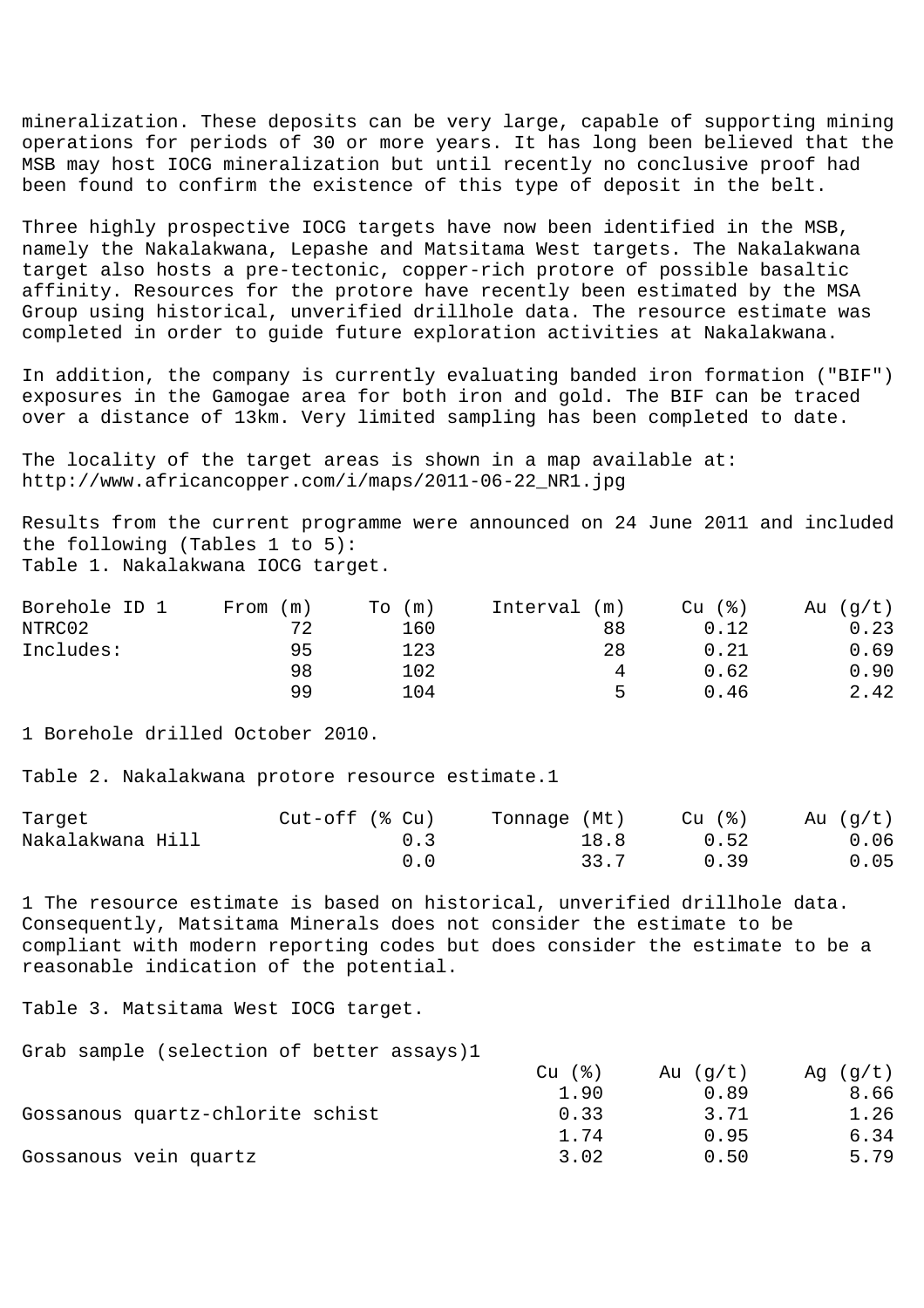mineralization. These deposits can be very large, capable of supporting mining operations for periods of 30 or more years. It has long been believed that the MSB may host IOCG mineralization but until recently no conclusive proof had been found to confirm the existence of this type of deposit in the belt.

Three highly prospective IOCG targets have now been identified in the MSB, namely the Nakalakwana, Lepashe and Matsitama West targets. The Nakalakwana target also hosts a pre-tectonic, copper-rich protore of possible basaltic affinity. Resources for the protore have recently been estimated by the MSA Group using historical, unverified drillhole data. The resource estimate was completed in order to guide future exploration activities at Nakalakwana.

In addition, the company is currently evaluating banded iron formation ("BIF") exposures in the Gamogae area for both iron and gold. The BIF can be traced over a distance of 13km. Very limited sampling has been completed to date.

The locality of the target areas is shown in a map available at: http://www.africancopper.com/i/maps/2011-06-22_NR1.jpg

Results from the current programme were announced on 24 June 2011 and included the following (Tables 1 to 5):

Table 1. Nakalakwana IOCG target.

| Borehole ID 1 | From (m) | To (m) | Interval (m) | Cu (%) | Au (g/t) |
|---|---|---|---|---|---|
| NTRC02 | 72 | 160 | 88 | 0.12 | 0.23 |
| Includes: | 95 | 123 | 28 | 0.21 | 0.69 |
| | 98 | 102 | 4 | 0.62 | 0.90 |
| | 99 | 104 | 5 | 0.46 | 2.42 |

1 Borehole drilled October 2010.

Table 2. Nakalakwana protore resource estimate.1

| Target | Cut-off (% Cu) | Tonnage (Mt) | Cu (%) | Au (g/t) |
|---|---|---|---|---|
| Nakalakwana Hill | 0.3 | 18.8 | 0.52 | 0.06 |
| | 0.0 | 33.7 | 0.39 | 0.05 |

1 The resource estimate is based on historical, unverified drillhole data. Consequently, Matsitama Minerals does not consider the estimate to be compliant with modern reporting codes but does consider the estimate to be a reasonable indication of the potential.

Table 3. Matsitama West IOCG target.

| Grab sample (selection of better assays)1 | Cu (%) | Au (g/t) | Ag (g/t) |
|---|---|---|---|
| | 1.90 | 0.89 | 8.66 |
| Gossanous quartz-chlorite schist | 0.33 | 3.71 | 1.26 |
| | 1.74 | 0.95 | 6.34 |
| Gossanous vein quartz | 3.02 | 0.50 | 5.79 |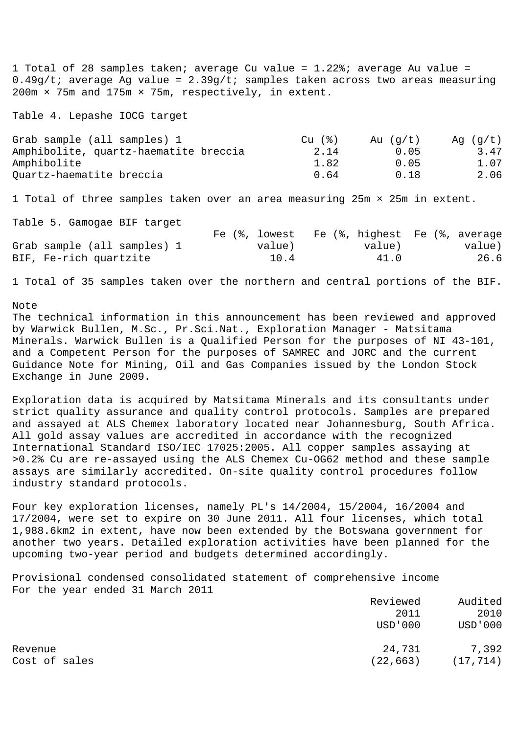1 Total of 28 samples taken; average Cu value = 1.22%; average Au value = 0.49g/t; average Ag value = 2.39g/t; samples taken across two areas measuring 200m × 75m and 175m × 75m, respectively, in extent.

Table 4. Lepashe IOCG target

| Grab sample (all samples) 1 | Cu (%) | Au (g/t) | Ag (g/t) |
|---|---|---|---|
| Amphibolite, quartz-haematite breccia | 2.14 | 0.05 | 3.47 |
| Amphibolite | 1.82 | 0.05 | 1.07 |
| Quartz-haematite breccia | 0.64 | 0.18 | 2.06 |

1 Total of three samples taken over an area measuring 25m × 25m in extent.

Table 5. Gamogae BIF target

| Grab sample (all samples) 1 | Fe (%, lowest value) | Fe (%, highest value) | Fe (%, average value) |
|---|---|---|---|
| BIF, Fe-rich quartzite | 10.4 | 41.0 | 26.6 |

1 Total of 35 samples taken over the northern and central portions of the BIF.

Note

The technical information in this announcement has been reviewed and approved by Warwick Bullen, M.Sc., Pr.Sci.Nat., Exploration Manager - Matsitama Minerals. Warwick Bullen is a Qualified Person for the purposes of NI 43-101, and a Competent Person for the purposes of SAMREC and JORC and the current Guidance Note for Mining, Oil and Gas Companies issued by the London Stock Exchange in June 2009.

Exploration data is acquired by Matsitama Minerals and its consultants under strict quality assurance and quality control protocols. Samples are prepared and assayed at ALS Chemex laboratory located near Johannesburg, South Africa. All gold assay values are accredited in accordance with the recognized International Standard ISO/IEC 17025:2005. All copper samples assaying at >0.2% Cu are re-assayed using the ALS Chemex Cu-OG62 method and these sample assays are similarly accredited. On-site quality control procedures follow industry standard protocols.

Four key exploration licenses, namely PL's 14/2004, 15/2004, 16/2004 and 17/2004, were set to expire on 30 June 2011. All four licenses, which total 1,988.6km2 in extent, have now been extended by the Botswana government for another two years. Detailed exploration activities have been planned for the upcoming two-year period and budgets determined accordingly.

Provisional condensed consolidated statement of comprehensive income
For the year ended 31 March 2011

| | Reviewed 2011 USD'000 | Audited 2010 USD'000 |
|---|---|---|
| Revenue | 24,731 | 7,392 |
| Cost of sales | (22,663) | (17,714) |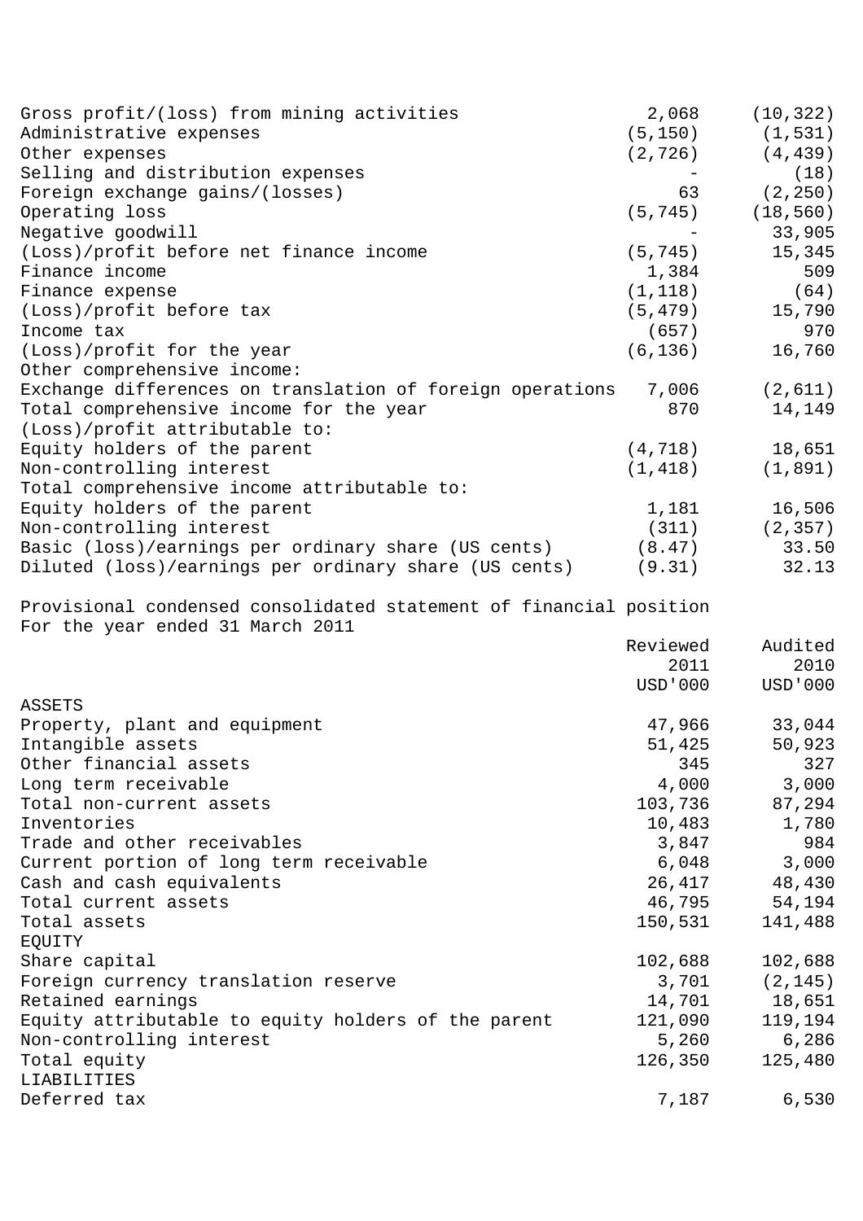| | | |
|---|---|---|
| Gross profit/(loss) from mining activities | 2,068 | (10,322) |
| Administrative expenses | (5,150) | (1,531) |
| Other expenses | (2,726) | (4,439) |
| Selling and distribution expenses | - | (18) |
| Foreign exchange gains/(losses) | 63 | (2,250) |
| Operating loss | (5,745) | (18,560) |
| Negative goodwill | - | 33,905 |
| (Loss)/profit before net finance income | (5,745) | 15,345 |
| Finance income | 1,384 | 509 |
| Finance expense | (1,118) | (64) |
| (Loss)/profit before tax | (5,479) | 15,790 |
| Income tax | (657) | 970 |
| (Loss)/profit for the year | (6,136) | 16,760 |
| Other comprehensive income: | | |
| Exchange differences on translation of foreign operations | 7,006 | (2,611) |
| Total comprehensive income for the year | 870 | 14,149 |
| (Loss)/profit attributable to: | | |
| Equity holders of the parent | (4,718) | 18,651 |
| Non-controlling interest | (1,418) | (1,891) |
| Total comprehensive income attributable to: | | |
| Equity holders of the parent | 1,181 | 16,506 |
| Non-controlling interest | (311) | (2,357) |
| Basic (loss)/earnings per ordinary share (US cents) | (8.47) | 33.50 |
| Diluted (loss)/earnings per ordinary share (US cents) | (9.31) | 32.13 |

Provisional condensed consolidated statement of financial position
For the year ended 31 March 2011

| | Reviewed 2011 USD'000 | Audited 2010 USD'000 |
|---|---|---|
| ASSETS | | |
| Property, plant and equipment | 47,966 | 33,044 |
| Intangible assets | 51,425 | 50,923 |
| Other financial assets | 345 | 327 |
| Long term receivable | 4,000 | 3,000 |
| Total non-current assets | 103,736 | 87,294 |
| Inventories | 10,483 | 1,780 |
| Trade and other receivables | 3,847 | 984 |
| Current portion of long term receivable | 6,048 | 3,000 |
| Cash and cash equivalents | 26,417 | 48,430 |
| Total current assets | 46,795 | 54,194 |
| Total assets | 150,531 | 141,488 |
| EQUITY | | |
| Share capital | 102,688 | 102,688 |
| Foreign currency translation reserve | 3,701 | (2,145) |
| Retained earnings | 14,701 | 18,651 |
| Equity attributable to equity holders of the parent | 121,090 | 119,194 |
| Non-controlling interest | 5,260 | 6,286 |
| Total equity | 126,350 | 125,480 |
| LIABILITIES | | |
| Deferred tax | 7,187 | 6,530 |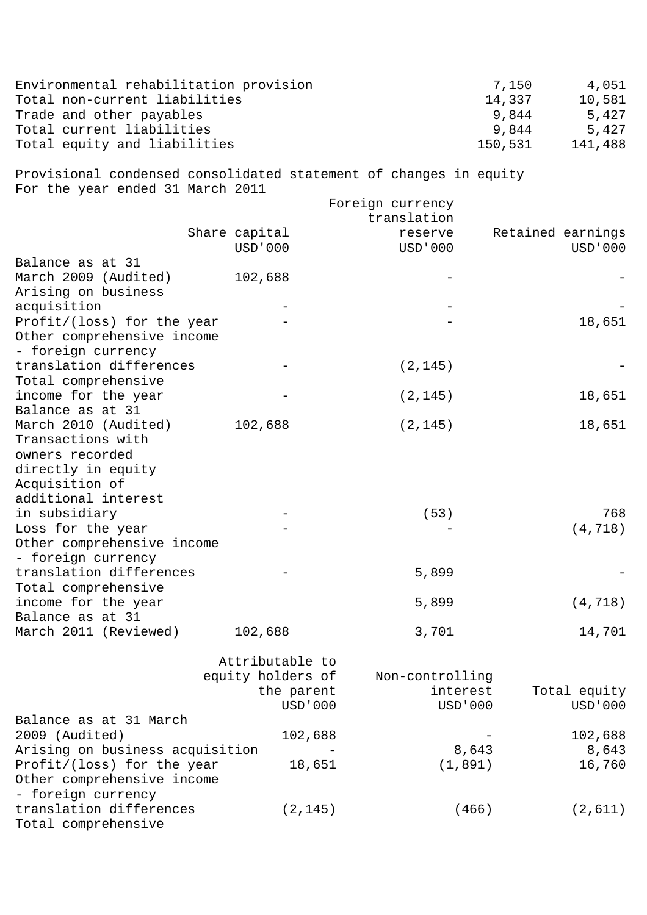| | | |
|---|---|---|
| Environmental rehabilitation provision | 7,150 | 4,051 |
| Total non-current liabilities | 14,337 | 10,581 |
| Trade and other payables | 9,844 | 5,427 |
| Total current liabilities | 9,844 | 5,427 |
| Total equity and liabilities | 150,531 | 141,488 |

Provisional condensed consolidated statement of changes in equity
For the year ended 31 March 2011

| | Share capital USD'000 | Foreign currency translation reserve USD'000 | Retained earnings USD'000 |
|---|---|---|---|
| Balance as at 31 March 2009 (Audited) | 102,688 | - | - |
| Arising on business acquisition | - | - | - |
| Profit/(loss) for the year | - | - | 18,651 |
| Other comprehensive income - foreign currency translation differences | - | (2,145) | - |
| Total comprehensive income for the year | - | (2,145) | 18,651 |
| Balance as at 31 March 2010 (Audited) | 102,688 | (2,145) | 18,651 |
| Transactions with owners recorded directly in equity | | | |
| Acquisition of additional interest in subsidiary | - | (53) | 768 |
| Loss for the year | - | - | (4,718) |
| Other comprehensive income - foreign currency translation differences | - | 5,899 | - |
| Total comprehensive income for the year | | 5,899 | (4,718) |
| Balance as at 31 March 2011 (Reviewed) | 102,688 | 3,701 | 14,701 |

| | Attributable to equity holders of the parent USD'000 | Non-controlling interest USD'000 | Total equity USD'000 |
|---|---|---|---|
| Balance as at 31 March 2009 (Audited) | 102,688 | - | 102,688 |
| Arising on business acquisition | - | 8,643 | 8,643 |
| Profit/(loss) for the year | 18,651 | (1,891) | 16,760 |
| Other comprehensive income - foreign currency translation differences | (2,145) | (466) | (2,611) |
| Total comprehensive | | | |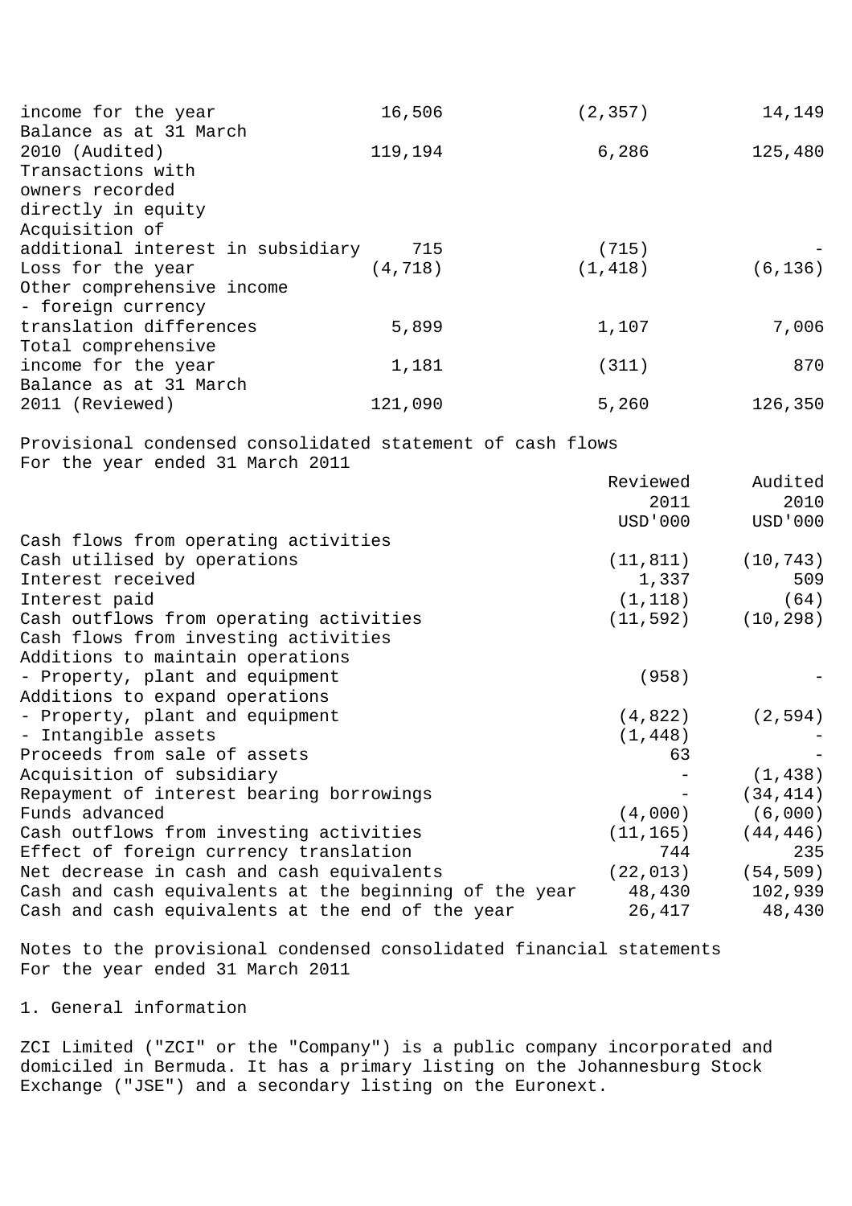| | | | |
|---|---|---|---|
| income for the year | 16,506 | (2,357) | 14,149 |
| Balance as at 31 March 2010 (Audited) | 119,194 | 6,286 | 125,480 |
| Transactions with owners recorded directly in equity | | | |
| Acquisition of additional interest in subsidiary | 715 | (715) | - |
| Loss for the year | (4,718) | (1,418) | (6,136) |
| Other comprehensive income - foreign currency translation differences | 5,899 | 1,107 | 7,006 |
| Total comprehensive income for the year | 1,181 | (311) | 870 |
| Balance as at 31 March 2011 (Reviewed) | 121,090 | 5,260 | 126,350 |

Provisional condensed consolidated statement of cash flows
For the year ended 31 March 2011

| | Reviewed 2011 USD'000 | Audited 2010 USD'000 |
|---|---|---|
| Cash flows from operating activities | | |
| Cash utilised by operations | (11,811) | (10,743) |
| Interest received | 1,337 | 509 |
| Interest paid | (1,118) | (64) |
| Cash outflows from operating activities | (11,592) | (10,298) |
| Cash flows from investing activities | | |
| Additions to maintain operations | | |
| - Property, plant and equipment | (958) | - |
| Additions to expand operations | | |
| - Property, plant and equipment | (4,822) | (2,594) |
| - Intangible assets | (1,448) | - |
| Proceeds from sale of assets | 63 | - |
| Acquisition of subsidiary | - | (1,438) |
| Repayment of interest bearing borrowings | - | (34,414) |
| Funds advanced | (4,000) | (6,000) |
| Cash outflows from investing activities | (11,165) | (44,446) |
| Effect of foreign currency translation | 744 | 235 |
| Net decrease in cash and cash equivalents | (22,013) | (54,509) |
| Cash and cash equivalents at the beginning of the year | 48,430 | 102,939 |
| Cash and cash equivalents at the end of the year | 26,417 | 48,430 |

Notes to the provisional condensed consolidated financial statements
For the year ended 31 March 2011

1. General information

ZCI Limited ("ZCI" or the "Company") is a public company incorporated and domiciled in Bermuda. It has a primary listing on the Johannesburg Stock Exchange ("JSE") and a secondary listing on the Euronext.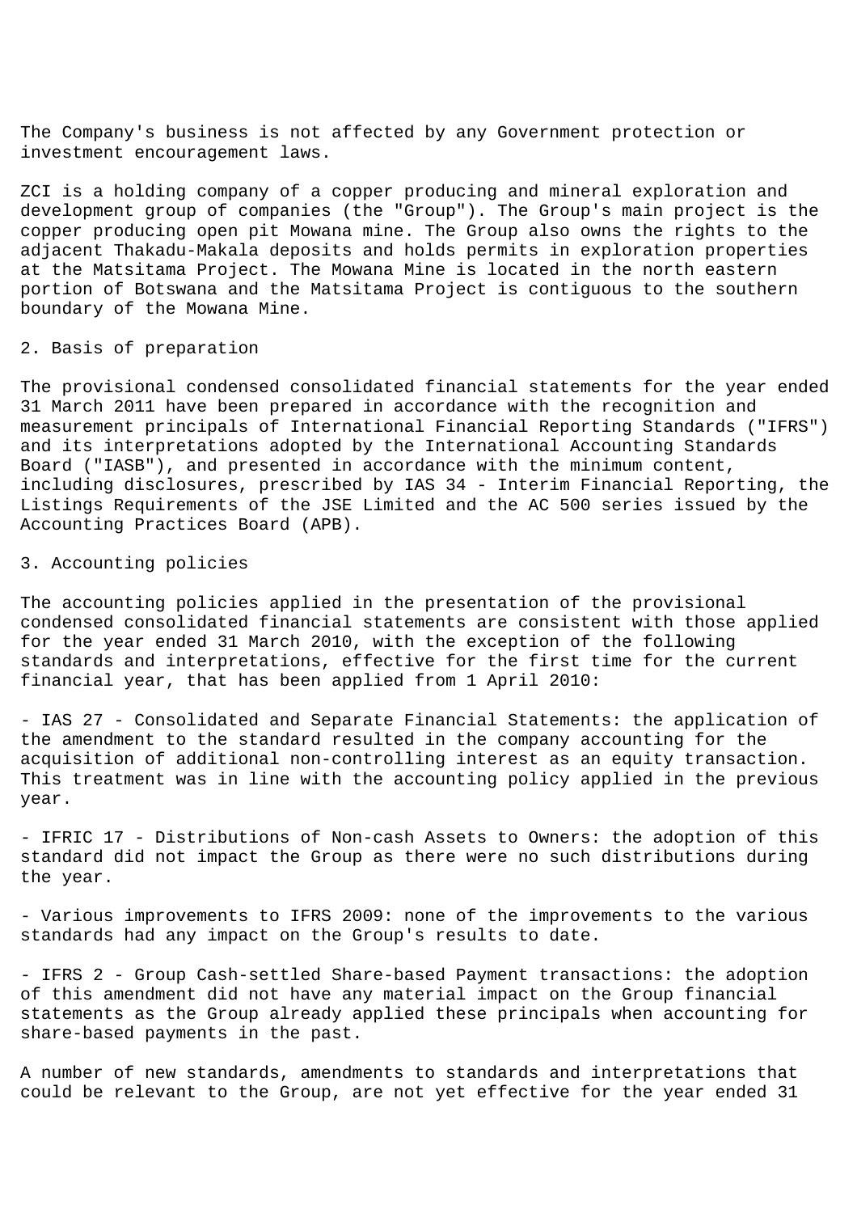The Company's business is not affected by any Government protection or investment encouragement laws.

ZCI is a holding company of a copper producing and mineral exploration and development group of companies (the "Group"). The Group's main project is the copper producing open pit Mowana mine. The Group also owns the rights to the adjacent Thakadu-Makala deposits and holds permits in exploration properties at the Matsitama Project. The Mowana Mine is located in the north eastern portion of Botswana and the Matsitama Project is contiguous to the southern boundary of the Mowana Mine.

## 2. Basis of preparation

The provisional condensed consolidated financial statements for the year ended 31 March 2011 have been prepared in accordance with the recognition and measurement principals of International Financial Reporting Standards ("IFRS") and its interpretations adopted by the International Accounting Standards Board ("IASB"), and presented in accordance with the minimum content, including disclosures, prescribed by IAS 34 - Interim Financial Reporting, the Listings Requirements of the JSE Limited and the AC 500 series issued by the Accounting Practices Board (APB).

## 3. Accounting policies

The accounting policies applied in the presentation of the provisional condensed consolidated financial statements are consistent with those applied for the year ended 31 March 2010, with the exception of the following standards and interpretations, effective for the first time for the current financial year, that has been applied from 1 April 2010:

- IAS 27 - Consolidated and Separate Financial Statements: the application of the amendment to the standard resulted in the company accounting for the acquisition of additional non-controlling interest as an equity transaction. This treatment was in line with the accounting policy applied in the previous year.

- IFRIC 17 - Distributions of Non-cash Assets to Owners: the adoption of this standard did not impact the Group as there were no such distributions during the year.

- Various improvements to IFRS 2009: none of the improvements to the various standards had any impact on the Group's results to date.

- IFRS 2 - Group Cash-settled Share-based Payment transactions: the adoption of this amendment did not have any material impact on the Group financial statements as the Group already applied these principals when accounting for share-based payments in the past.

A number of new standards, amendments to standards and interpretations that could be relevant to the Group, are not yet effective for the year ended 31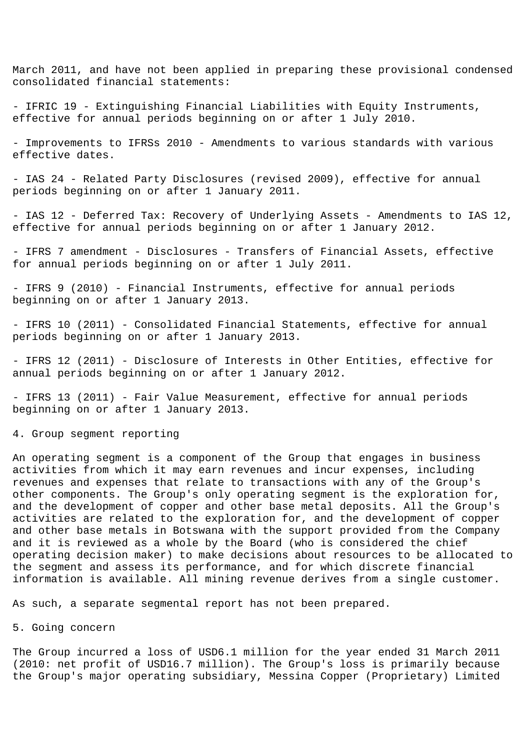March 2011, and have not been applied in preparing these provisional condensed consolidated financial statements:

- IFRIC 19 - Extinguishing Financial Liabilities with Equity Instruments, effective for annual periods beginning on or after 1 July 2010.

- Improvements to IFRSs 2010 - Amendments to various standards with various effective dates.

- IAS 24 - Related Party Disclosures (revised 2009), effective for annual periods beginning on or after 1 January 2011.

- IAS 12 - Deferred Tax: Recovery of Underlying Assets - Amendments to IAS 12, effective for annual periods beginning on or after 1 January 2012.

- IFRS 7 amendment - Disclosures - Transfers of Financial Assets, effective for annual periods beginning on or after 1 July 2011.

- IFRS 9 (2010) - Financial Instruments, effective for annual periods beginning on or after 1 January 2013.

- IFRS 10 (2011) - Consolidated Financial Statements, effective for annual periods beginning on or after 1 January 2013.

- IFRS 12 (2011) - Disclosure of Interests in Other Entities, effective for annual periods beginning on or after 1 January 2012.

- IFRS 13 (2011) - Fair Value Measurement, effective for annual periods beginning on or after 1 January 2013.

4. Group segment reporting

An operating segment is a component of the Group that engages in business activities from which it may earn revenues and incur expenses, including revenues and expenses that relate to transactions with any of the Group's other components. The Group's only operating segment is the exploration for, and the development of copper and other base metal deposits. All the Group's activities are related to the exploration for, and the development of copper and other base metals in Botswana with the support provided from the Company and it is reviewed as a whole by the Board (who is considered the chief operating decision maker) to make decisions about resources to be allocated to the segment and assess its performance, and for which discrete financial information is available. All mining revenue derives from a single customer.

As such, a separate segmental report has not been prepared.

5. Going concern

The Group incurred a loss of USD6.1 million for the year ended 31 March 2011 (2010: net profit of USD16.7 million). The Group's loss is primarily because the Group's major operating subsidiary, Messina Copper (Proprietary) Limited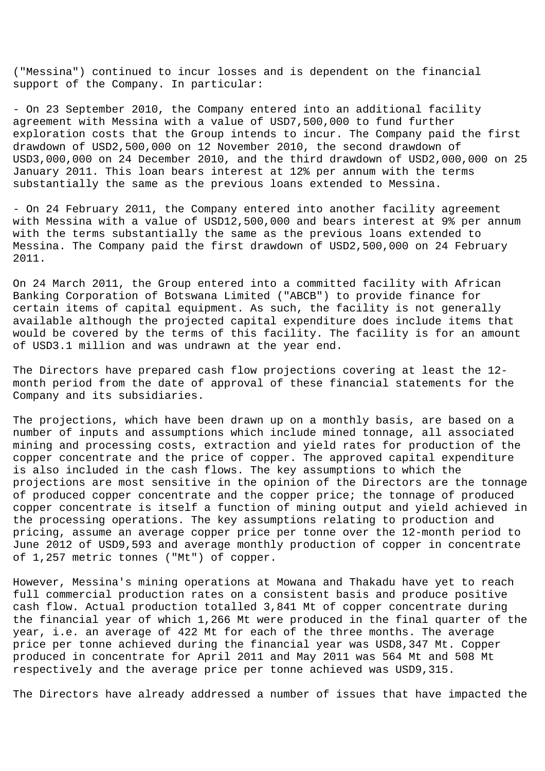("Messina") continued to incur losses and is dependent on the financial support of the Company. In particular:

- On 23 September 2010, the Company entered into an additional facility agreement with Messina with a value of USD7,500,000 to fund further exploration costs that the Group intends to incur. The Company paid the first drawdown of USD2,500,000 on 12 November 2010, the second drawdown of USD3,000,000 on 24 December 2010, and the third drawdown of USD2,000,000 on 25 January 2011. This loan bears interest at 12% per annum with the terms substantially the same as the previous loans extended to Messina.

- On 24 February 2011, the Company entered into another facility agreement with Messina with a value of USD12,500,000 and bears interest at 9% per annum with the terms substantially the same as the previous loans extended to Messina. The Company paid the first drawdown of USD2,500,000 on 24 February 2011.

On 24 March 2011, the Group entered into a committed facility with African Banking Corporation of Botswana Limited ("ABCB") to provide finance for certain items of capital equipment. As such, the facility is not generally available although the projected capital expenditure does include items that would be covered by the terms of this facility. The facility is for an amount of USD3.1 million and was undrawn at the year end.

The Directors have prepared cash flow projections covering at least the 12-month period from the date of approval of these financial statements for the Company and its subsidiaries.

The projections, which have been drawn up on a monthly basis, are based on a number of inputs and assumptions which include mined tonnage, all associated mining and processing costs, extraction and yield rates for production of the copper concentrate and the price of copper. The approved capital expenditure is also included in the cash flows. The key assumptions to which the projections are most sensitive in the opinion of the Directors are the tonnage of produced copper concentrate and the copper price; the tonnage of produced copper concentrate is itself a function of mining output and yield achieved in the processing operations. The key assumptions relating to production and pricing, assume an average copper price per tonne over the 12-month period to June 2012 of USD9,593 and average monthly production of copper in concentrate of 1,257 metric tonnes ("Mt") of copper.

However, Messina's mining operations at Mowana and Thakadu have yet to reach full commercial production rates on a consistent basis and produce positive cash flow. Actual production totalled 3,841 Mt of copper concentrate during the financial year of which 1,266 Mt were produced in the final quarter of the year, i.e. an average of 422 Mt for each of the three months. The average price per tonne achieved during the financial year was USD8,347 Mt. Copper produced in concentrate for April 2011 and May 2011 was 564 Mt and 508 Mt respectively and the average price per tonne achieved was USD9,315.

The Directors have already addressed a number of issues that have impacted the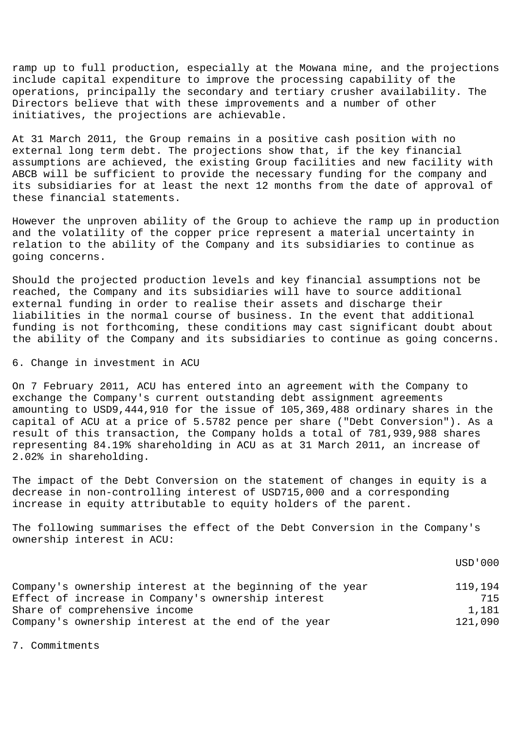ramp up to full production, especially at the Mowana mine, and the projections include capital expenditure to improve the processing capability of the operations, principally the secondary and tertiary crusher availability. The Directors believe that with these improvements and a number of other initiatives, the projections are achievable.

At 31 March 2011, the Group remains in a positive cash position with no external long term debt. The projections show that, if the key financial assumptions are achieved, the existing Group facilities and new facility with ABCB will be sufficient to provide the necessary funding for the company and its subsidiaries for at least the next 12 months from the date of approval of these financial statements.

However the unproven ability of the Group to achieve the ramp up in production and the volatility of the copper price represent a material uncertainty in relation to the ability of the Company and its subsidiaries to continue as going concerns.

Should the projected production levels and key financial assumptions not be reached, the Company and its subsidiaries will have to source additional external funding in order to realise their assets and discharge their liabilities in the normal course of business. In the event that additional funding is not forthcoming, these conditions may cast significant doubt about the ability of the Company and its subsidiaries to continue as going concerns.

## 6. Change in investment in ACU

On 7 February 2011, ACU has entered into an agreement with the Company to exchange the Company's current outstanding debt assignment agreements amounting to USD9,444,910 for the issue of 105,369,488 ordinary shares in the capital of ACU at a price of 5.5782 pence per share ("Debt Conversion"). As a result of this transaction, the Company holds a total of 781,939,988 shares representing 84.19% shareholding in ACU as at 31 March 2011, an increase of 2.02% in shareholding.

The impact of the Debt Conversion on the statement of changes in equity is a decrease in non-controlling interest of USD715,000 and a corresponding increase in equity attributable to equity holders of the parent.

The following summarises the effect of the Debt Conversion in the Company's ownership interest in ACU:

| | USD'000 |
|---|---|
| Company's ownership interest at the beginning of the year | 119,194 |
| Effect of increase in Company's ownership interest | 715 |
| Share of comprehensive income | 1,181 |
| Company's ownership interest at the end of the year | 121,090 |

## 7. Commitments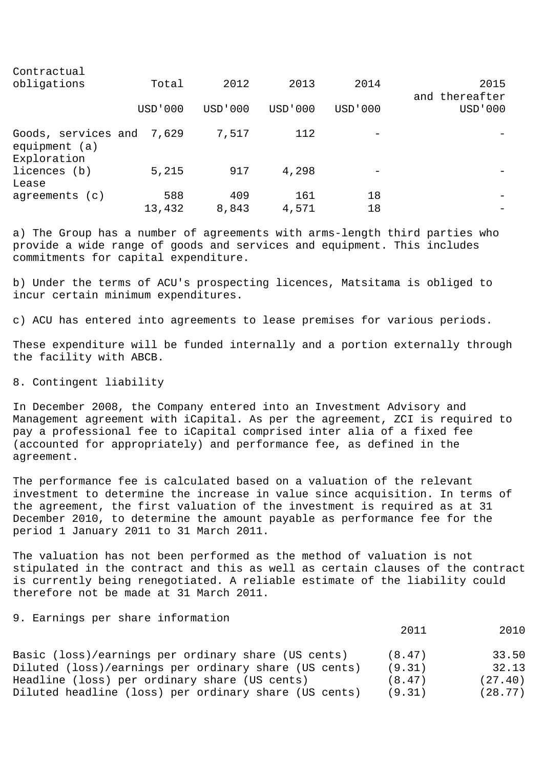| Contractual obligations | Total | 2012 | 2013 | 2014 | 2015 and thereafter |
|---|---|---|---|---|---|
| | USD'000 | USD'000 | USD'000 | USD'000 | USD'000 |
| Goods, services and equipment (a) | 7,629 | 7,517 | 112 | - | - |
| Exploration licences (b) | 5,215 | 917 | 4,298 | - | - |
| Lease agreements (c) | 588 | 409 | 161 | 18 | - |
| | 13,432 | 8,843 | 4,571 | 18 | - |

a) The Group has a number of agreements with arms-length third parties who provide a wide range of goods and services and equipment. This includes commitments for capital expenditure.

b) Under the terms of ACU's prospecting licences, Matsitama is obliged to incur certain minimum expenditures.

c) ACU has entered into agreements to lease premises for various periods.

These expenditure will be funded internally and a portion externally through the facility with ABCB.

8. Contingent liability

In December 2008, the Company entered into an Investment Advisory and Management agreement with iCapital. As per the agreement, ZCI is required to pay a professional fee to iCapital comprised inter alia of a fixed fee (accounted for appropriately) and performance fee, as defined in the agreement.

The performance fee is calculated based on a valuation of the relevant investment to determine the increase in value since acquisition. In terms of the agreement, the first valuation of the investment is required as at 31 December 2010, to determine the amount payable as performance fee for the period 1 January 2011 to 31 March 2011.

The valuation has not been performed as the method of valuation is not stipulated in the contract and this as well as certain clauses of the contract is currently being renegotiated. A reliable estimate of the liability could therefore not be made at 31 March 2011.

9. Earnings per share information

| | 2011 | 2010 |
|---|---|---|
| Basic (loss)/earnings per ordinary share (US cents) | (8.47) | 33.50 |
| Diluted (loss)/earnings per ordinary share (US cents) | (9.31) | 32.13 |
| Headline (loss) per ordinary share (US cents) | (8.47) | (27.40) |
| Diluted headline (loss) per ordinary share (US cents) | (9.31) | (28.77) |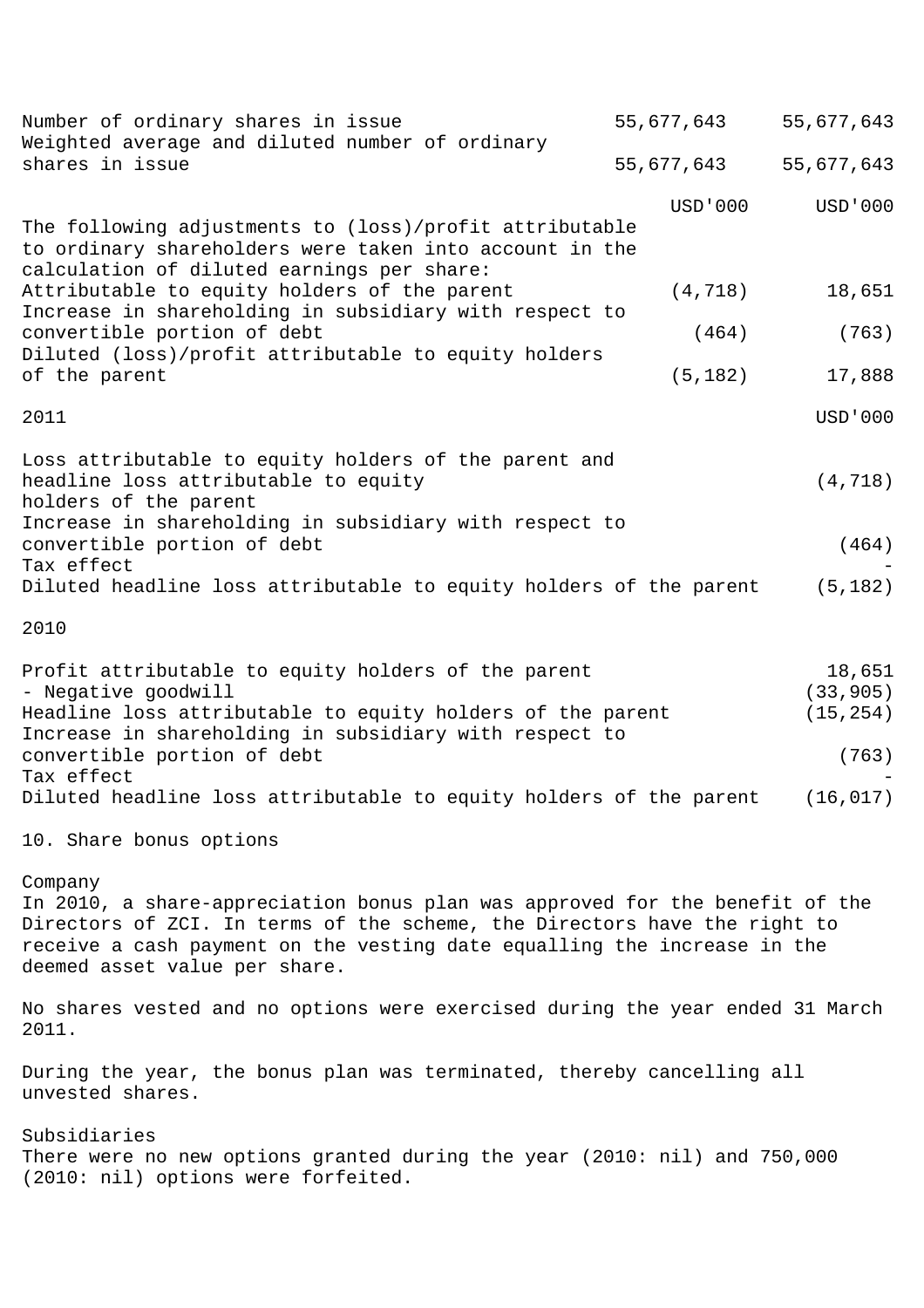| | | |
|---|---|---|
| Number of ordinary shares in issue | 55,677,643 | 55,677,643 |
| Weighted average and diluted number of ordinary shares in issue | 55,677,643 | 55,677,643 |

| | USD'000 | USD'000 |
|---|---|---|
| The following adjustments to (loss)/profit attributable to ordinary shareholders were taken into account in the calculation of diluted earnings per share: | | |
| Attributable to equity holders of the parent | (4,718) | 18,651 |
| Increase in shareholding in subsidiary with respect to convertible portion of debt | (464) | (763) |
| Diluted (loss)/profit attributable to equity holders of the parent | (5,182) | 17,888 |

| 2011 | USD'000 |
|---|---|
| Loss attributable to equity holders of the parent and headline loss attributable to equity holders of the parent | (4,718) |
| Increase in shareholding in subsidiary with respect to convertible portion of debt | (464) |
| Tax effect | - |
| Diluted headline loss attributable to equity holders of the parent | (5,182) |

| 2010 | |
|---|---|
| Profit attributable to equity holders of the parent | 18,651 |
| - Negative goodwill | (33,905) |
| Headline loss attributable to equity holders of the parent | (15,254) |
| Increase in shareholding in subsidiary with respect to convertible portion of debt | (763) |
| Tax effect | - |
| Diluted headline loss attributable to equity holders of the parent | (16,017) |

## 10. Share bonus options

Company

In 2010, a share-appreciation bonus plan was approved for the benefit of the Directors of ZCI. In terms of the scheme, the Directors have the right to receive a cash payment on the vesting date equalling the increase in the deemed asset value per share.

No shares vested and no options were exercised during the year ended 31 March 2011.

During the year, the bonus plan was terminated, thereby cancelling all unvested shares.

Subsidiaries

There were no new options granted during the year (2010: nil) and 750,000 (2010: nil) options were forfeited.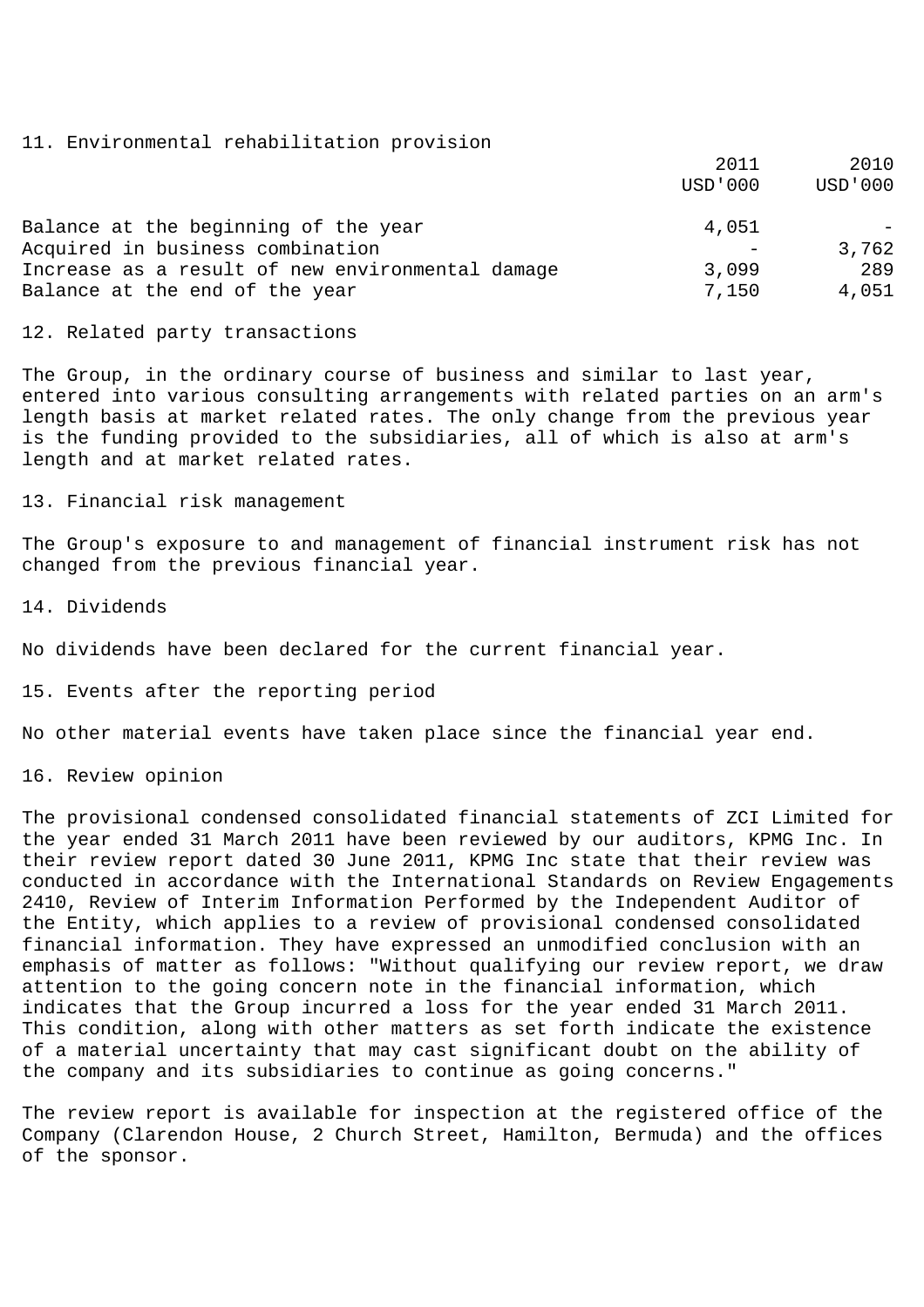## 11. Environmental rehabilitation provision

| | 2011 USD'000 | 2010 USD'000 |
|---|---|---|
| Balance at the beginning of the year | 4,051 | - |
| Acquired in business combination | - | 3,762 |
| Increase as a result of new environmental damage | 3,099 | 289 |
| Balance at the end of the year | 7,150 | 4,051 |

## 12. Related party transactions

The Group, in the ordinary course of business and similar to last year, entered into various consulting arrangements with related parties on an arm's length basis at market related rates. The only change from the previous year is the funding provided to the subsidiaries, all of which is also at arm's length and at market related rates.

## 13. Financial risk management

The Group's exposure to and management of financial instrument risk has not changed from the previous financial year.

## 14. Dividends

No dividends have been declared for the current financial year.

## 15. Events after the reporting period

No other material events have taken place since the financial year end.

## 16. Review opinion

The provisional condensed consolidated financial statements of ZCI Limited for the year ended 31 March 2011 have been reviewed by our auditors, KPMG Inc. In their review report dated 30 June 2011, KPMG Inc state that their review was conducted in accordance with the International Standards on Review Engagements 2410, Review of Interim Information Performed by the Independent Auditor of the Entity, which applies to a review of provisional condensed consolidated financial information. They have expressed an unmodified conclusion with an emphasis of matter as follows: "Without qualifying our review report, we draw attention to the going concern note in the financial information, which indicates that the Group incurred a loss for the year ended 31 March 2011. This condition, along with other matters as set forth indicate the existence of a material uncertainty that may cast significant doubt on the ability of the company and its subsidiaries to continue as going concerns."

The review report is available for inspection at the registered office of the Company (Clarendon House, 2 Church Street, Hamilton, Bermuda) and the offices of the sponsor.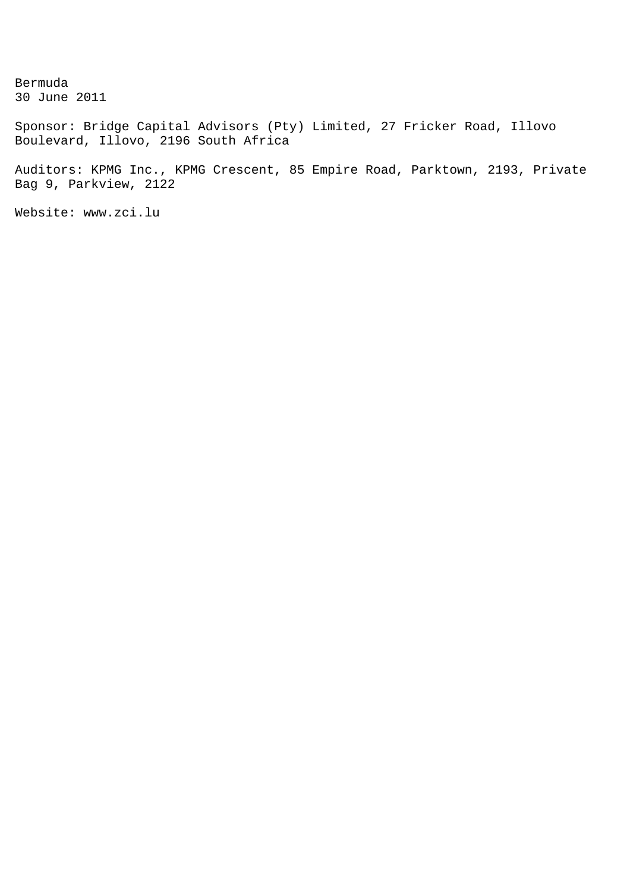Bermuda
30 June 2011

Sponsor: Bridge Capital Advisors (Pty) Limited, 27 Fricker Road, Illovo Boulevard, Illovo, 2196 South Africa

Auditors: KPMG Inc., KPMG Crescent, 85 Empire Road, Parktown, 2193, Private Bag 9, Parkview, 2122

Website: www.zci.lu